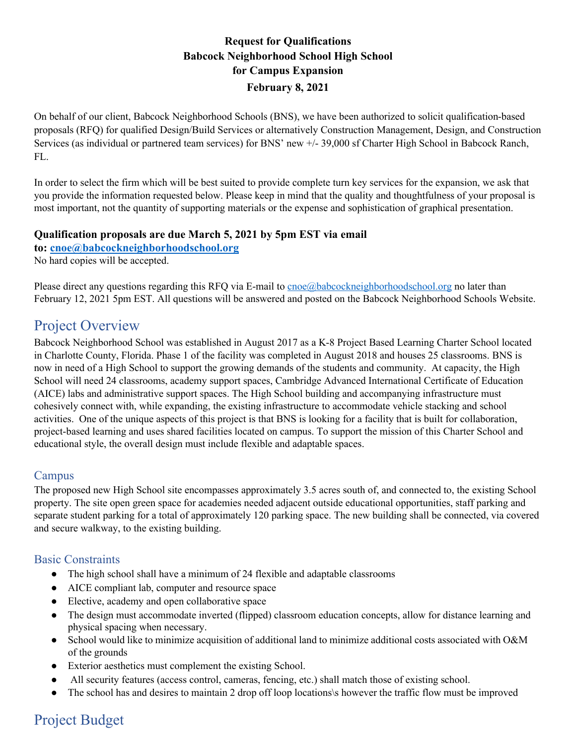**Request for Qualifications**
**Babcock Neighborhood School High School**
**for Campus Expansion**
**February 8, 2021**

On behalf of our client, Babcock Neighborhood Schools (BNS), we have been authorized to solicit qualification-based proposals (RFQ) for qualified Design/Build Services or alternatively Construction Management, Design, and Construction Services (as individual or partnered team services) for BNS' new +/- 39,000 sf Charter High School in Babcock Ranch, FL.

In order to select the firm which will be best suited to provide complete turn key services for the expansion, we ask that you provide the information requested below. Please keep in mind that the quality and thoughtfulness of your proposal is most important, not the quantity of supporting materials or the expense and sophistication of graphical presentation.

**Qualification proposals are due March 5, 2021 by 5pm EST via email to: cnoe@babcockneighborhoodschool.org**
No hard copies will be accepted.

Please direct any questions regarding this RFQ via E-mail to cnoe@babcockneighborhoodschool.org no later than February 12, 2021 5pm EST. All questions will be answered and posted on the Babcock Neighborhood Schools Website.

# Project Overview

Babcock Neighborhood School was established in August 2017 as a K-8 Project Based Learning Charter School located in Charlotte County, Florida. Phase 1 of the facility was completed in August 2018 and houses 25 classrooms. BNS is now in need of a High School to support the growing demands of the students and community. At capacity, the High School will need 24 classrooms, academy support spaces, Cambridge Advanced International Certificate of Education (AICE) labs and administrative support spaces. The High School building and accompanying infrastructure must cohesively connect with, while expanding, the existing infrastructure to accommodate vehicle stacking and school activities. One of the unique aspects of this project is that BNS is looking for a facility that is built for collaboration, project-based learning and uses shared facilities located on campus. To support the mission of this Charter School and educational style, the overall design must include flexible and adaptable spaces.

## Campus

The proposed new High School site encompasses approximately 3.5 acres south of, and connected to, the existing School property. The site open green space for academies needed adjacent outside educational opportunities, staff parking and separate student parking for a total of approximately 120 parking space. The new building shall be connected, via covered and secure walkway, to the existing building.

## Basic Constraints

- The high school shall have a minimum of 24 flexible and adaptable classrooms
- AICE compliant lab, computer and resource space
- Elective, academy and open collaborative space
- The design must accommodate inverted (flipped) classroom education concepts, allow for distance learning and physical spacing when necessary.
- School would like to minimize acquisition of additional land to minimize additional costs associated with O&M of the grounds
- Exterior aesthetics must complement the existing School.
- All security features (access control, cameras, fencing, etc.) shall match those of existing school.
- The school has and desires to maintain 2 drop off loop locations\s however the traffic flow must be improved

# Project Budget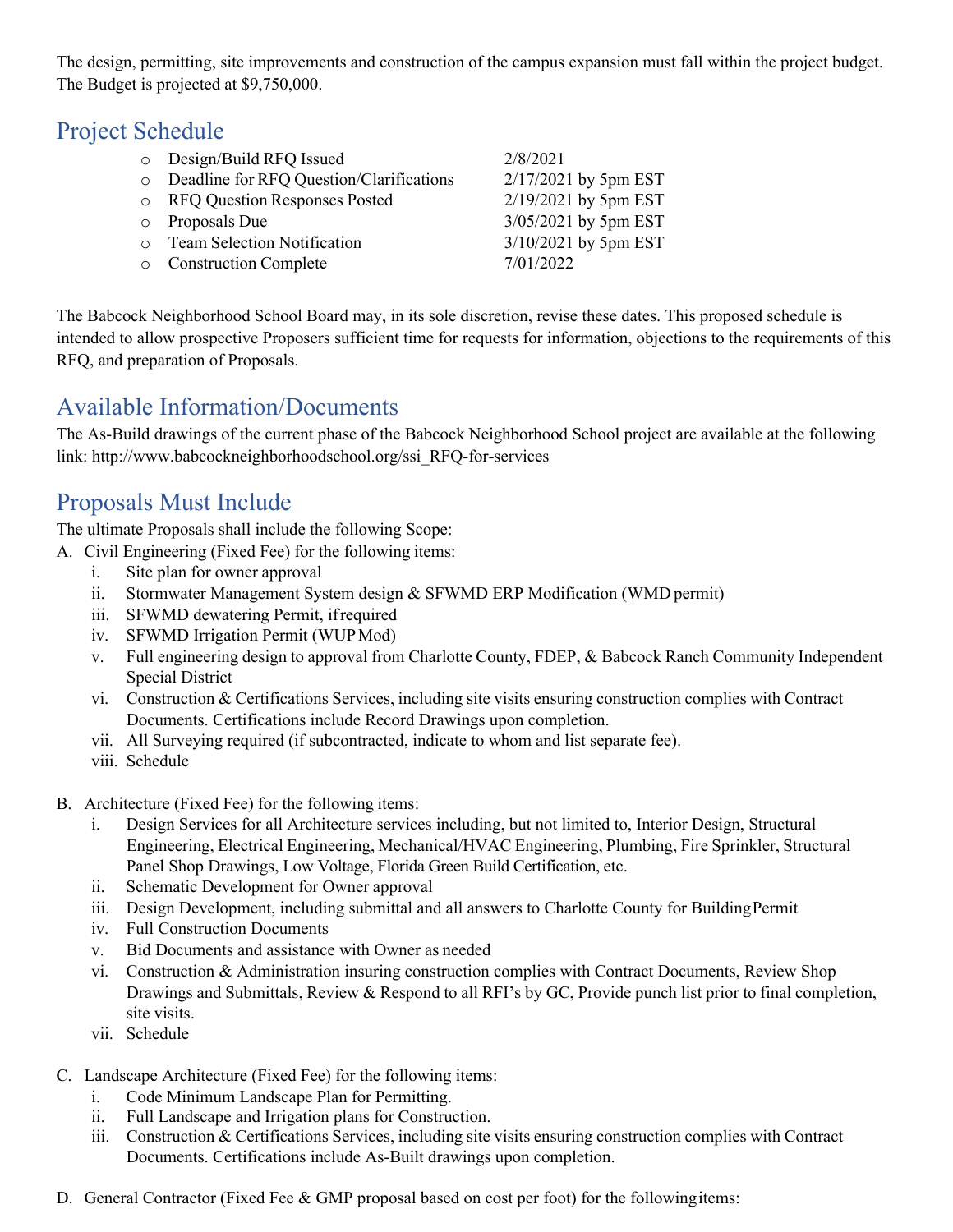The design, permitting, site improvements and construction of the campus expansion must fall within the project budget. The Budget is projected at $9,750,000.

## Project Schedule

- Design/Build RFQ Issued — 2/8/2021
- Deadline for RFQ Question/Clarifications — 2/17/2021 by 5pm EST
- RFQ Question Responses Posted — 2/19/2021 by 5pm EST
- Proposals Due — 3/05/2021 by 5pm EST
- Team Selection Notification — 3/10/2021 by 5pm EST
- Construction Complete — 7/01/2022

The Babcock Neighborhood School Board may, in its sole discretion, revise these dates. This proposed schedule is intended to allow prospective Proposers sufficient time for requests for information, objections to the requirements of this RFQ, and preparation of Proposals.

## Available Information/Documents

The As-Build drawings of the current phase of the Babcock Neighborhood School project are available at the following link: http://www.babcockneighborhoodschool.org/ssi_RFQ-for-services

## Proposals Must Include

The ultimate Proposals shall include the following Scope:

A. Civil Engineering (Fixed Fee) for the following items:
   i. Site plan for owner approval
   ii. Stormwater Management System design & SFWMD ERP Modification (WMD permit)
   iii. SFWMD dewatering Permit, if required
   iv. SFWMD Irrigation Permit (WUP Mod)
   v. Full engineering design to approval from Charlotte County, FDEP, & Babcock Ranch Community Independent Special District
   vi. Construction & Certifications Services, including site visits ensuring construction complies with Contract Documents. Certifications include Record Drawings upon completion.
   vii. All Surveying required (if subcontracted, indicate to whom and list separate fee).
   viii. Schedule

B. Architecture (Fixed Fee) for the following items:
   i. Design Services for all Architecture services including, but not limited to, Interior Design, Structural Engineering, Electrical Engineering, Mechanical/HVAC Engineering, Plumbing, Fire Sprinkler, Structural Panel Shop Drawings, Low Voltage, Florida Green Build Certification, etc.
   ii. Schematic Development for Owner approval
   iii. Design Development, including submittal and all answers to Charlotte County for Building Permit
   iv. Full Construction Documents
   v. Bid Documents and assistance with Owner as needed
   vi. Construction & Administration insuring construction complies with Contract Documents, Review Shop Drawings and Submittals, Review & Respond to all RFI's by GC, Provide punch list prior to final completion, site visits.
   vii. Schedule

C. Landscape Architecture (Fixed Fee) for the following items:
   i. Code Minimum Landscape Plan for Permitting.
   ii. Full Landscape and Irrigation plans for Construction.
   iii. Construction & Certifications Services, including site visits ensuring construction complies with Contract Documents. Certifications include As-Built drawings upon completion.

D. General Contractor (Fixed Fee & GMP proposal based on cost per foot) for the following items: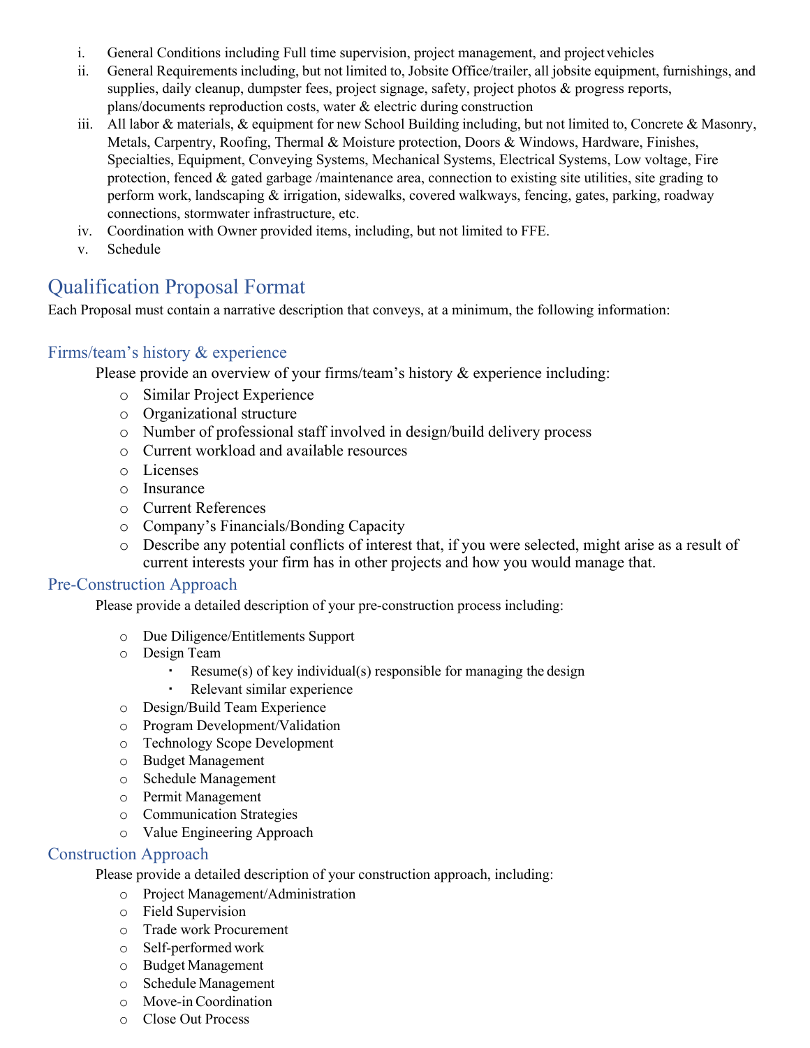i. General Conditions including Full time supervision, project management, and project vehicles
ii. General Requirements including, but not limited to, Jobsite Office/trailer, all jobsite equipment, furnishings, and supplies, daily cleanup, dumpster fees, project signage, safety, project photos & progress reports, plans/documents reproduction costs, water & electric during construction
iii. All labor & materials, & equipment for new School Building including, but not limited to, Concrete & Masonry, Metals, Carpentry, Roofing, Thermal & Moisture protection, Doors & Windows, Hardware, Finishes, Specialties, Equipment, Conveying Systems, Mechanical Systems, Electrical Systems, Low voltage, Fire protection, fenced & gated garbage /maintenance area, connection to existing site utilities, site grading to perform work, landscaping & irrigation, sidewalks, covered walkways, fencing, gates, parking, roadway connections, stormwater infrastructure, etc.
iv. Coordination with Owner provided items, including, but not limited to FFE.
v. Schedule

## Qualification Proposal Format

Each Proposal must contain a narrative description that conveys, at a minimum, the following information:

### Firms/team's history & experience

Please provide an overview of your firms/team's history & experience including:

- Similar Project Experience
- Organizational structure
- Number of professional staff involved in design/build delivery process
- Current workload and available resources
- Licenses
- Insurance
- Current References
- Company's Financials/Bonding Capacity
- Describe any potential conflicts of interest that, if you were selected, might arise as a result of current interests your firm has in other projects and how you would manage that.

### Pre-Construction Approach

Please provide a detailed description of your pre-construction process including:

- Due Diligence/Entitlements Support
- Design Team
  - Resume(s) of key individual(s) responsible for managing the design
  - Relevant similar experience
- Design/Build Team Experience
- Program Development/Validation
- Technology Scope Development
- Budget Management
- Schedule Management
- Permit Management
- Communication Strategies
- Value Engineering Approach

### Construction Approach

Please provide a detailed description of your construction approach, including:

- Project Management/Administration
- Field Supervision
- Trade work Procurement
- Self-performed work
- Budget Management
- Schedule Management
- Move-in Coordination
- Close Out Process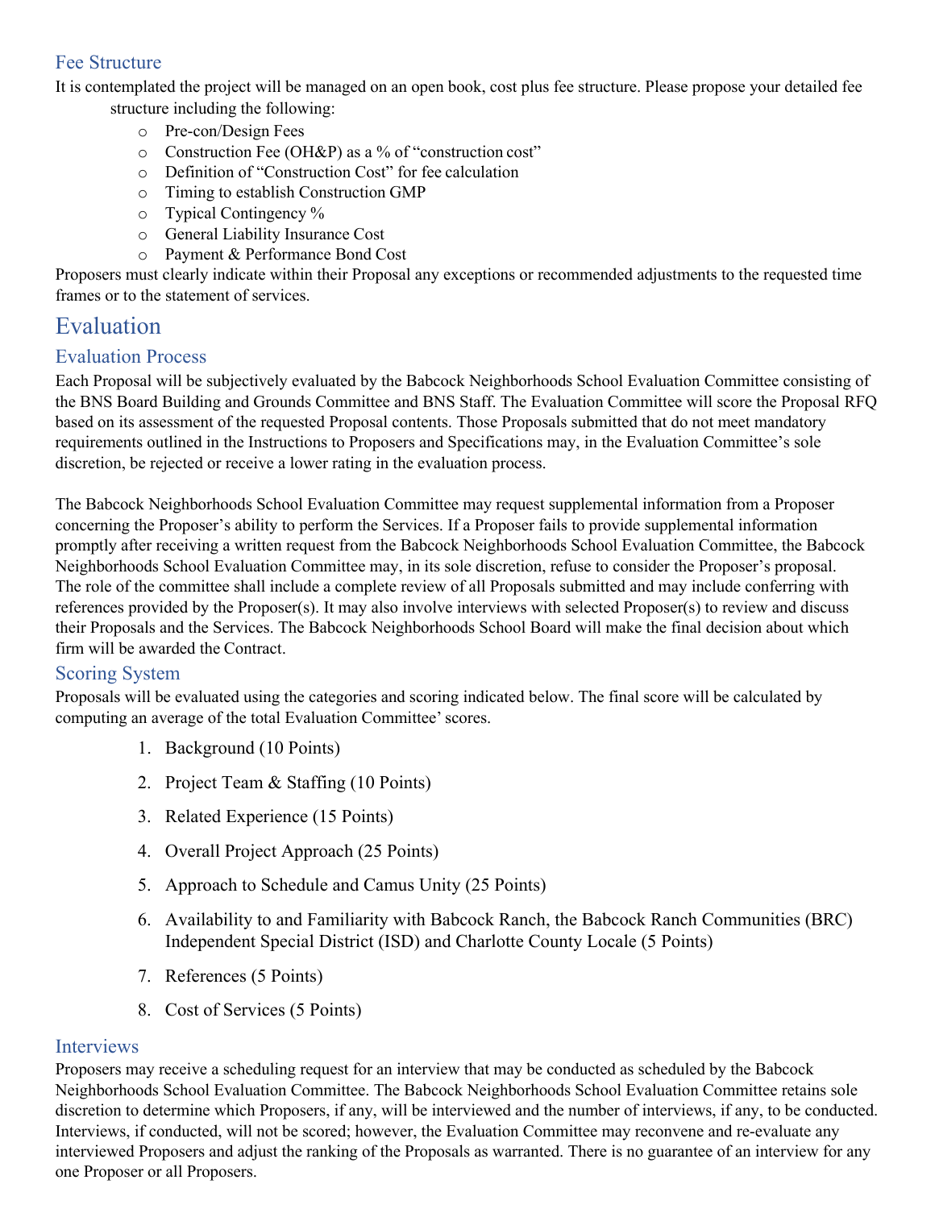### Fee Structure

It is contemplated the project will be managed on an open book, cost plus fee structure. Please propose your detailed fee structure including the following:

- Pre-con/Design Fees
- Construction Fee (OH&P) as a % of "construction cost"
- Definition of "Construction Cost" for fee calculation
- Timing to establish Construction GMP
- Typical Contingency %
- General Liability Insurance Cost
- Payment & Performance Bond Cost

Proposers must clearly indicate within their Proposal any exceptions or recommended adjustments to the requested time frames or to the statement of services.

## Evaluation

### Evaluation Process

Each Proposal will be subjectively evaluated by the Babcock Neighborhoods School Evaluation Committee consisting of the BNS Board Building and Grounds Committee and BNS Staff. The Evaluation Committee will score the Proposal RFQ based on its assessment of the requested Proposal contents. Those Proposals submitted that do not meet mandatory requirements outlined in the Instructions to Proposers and Specifications may, in the Evaluation Committee's sole discretion, be rejected or receive a lower rating in the evaluation process.

The Babcock Neighborhoods School Evaluation Committee may request supplemental information from a Proposer concerning the Proposer's ability to perform the Services. If a Proposer fails to provide supplemental information promptly after receiving a written request from the Babcock Neighborhoods School Evaluation Committee, the Babcock Neighborhoods School Evaluation Committee may, in its sole discretion, refuse to consider the Proposer's proposal. The role of the committee shall include a complete review of all Proposals submitted and may include conferring with references provided by the Proposer(s). It may also involve interviews with selected Proposer(s) to review and discuss their Proposals and the Services. The Babcock Neighborhoods School Board will make the final decision about which firm will be awarded the Contract.

### Scoring System

Proposals will be evaluated using the categories and scoring indicated below. The final score will be calculated by computing an average of the total Evaluation Committee' scores.

1. Background (10 Points)
2. Project Team & Staffing (10 Points)
3. Related Experience (15 Points)
4. Overall Project Approach (25 Points)
5. Approach to Schedule and Camus Unity (25 Points)
6. Availability to and Familiarity with Babcock Ranch, the Babcock Ranch Communities (BRC) Independent Special District (ISD) and Charlotte County Locale (5 Points)
7. References (5 Points)
8. Cost of Services (5 Points)

### Interviews

Proposers may receive a scheduling request for an interview that may be conducted as scheduled by the Babcock Neighborhoods School Evaluation Committee. The Babcock Neighborhoods School Evaluation Committee retains sole discretion to determine which Proposers, if any, will be interviewed and the number of interviews, if any, to be conducted. Interviews, if conducted, will not be scored; however, the Evaluation Committee may reconvene and re-evaluate any interviewed Proposers and adjust the ranking of the Proposals as warranted. There is no guarantee of an interview for any one Proposer or all Proposers.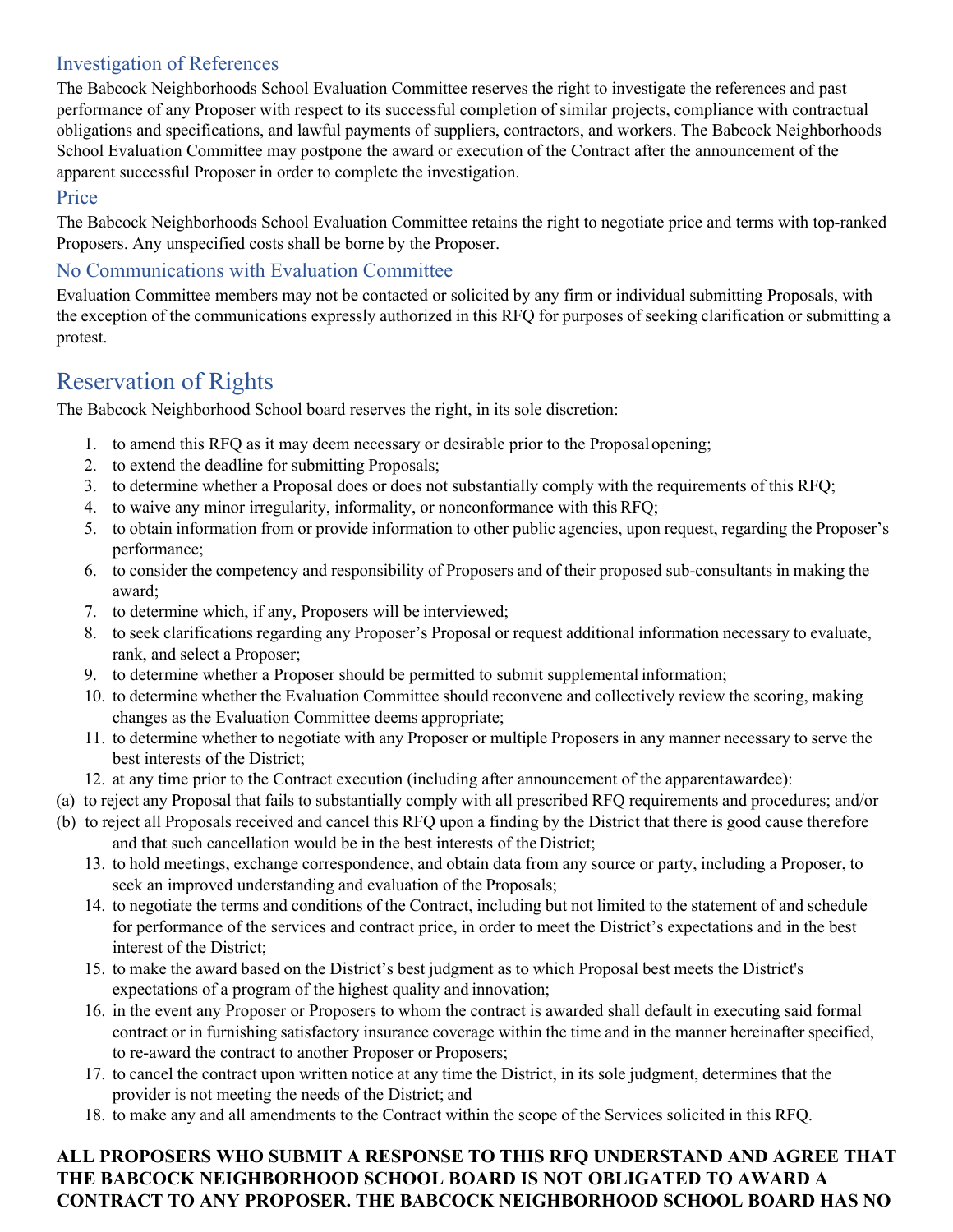### Investigation of References

The Babcock Neighborhoods School Evaluation Committee reserves the right to investigate the references and past performance of any Proposer with respect to its successful completion of similar projects, compliance with contractual obligations and specifications, and lawful payments of suppliers, contractors, and workers. The Babcock Neighborhoods School Evaluation Committee may postpone the award or execution of the Contract after the announcement of the apparent successful Proposer in order to complete the investigation.

### Price

The Babcock Neighborhoods School Evaluation Committee retains the right to negotiate price and terms with top-ranked Proposers. Any unspecified costs shall be borne by the Proposer.

### No Communications with Evaluation Committee

Evaluation Committee members may not be contacted or solicited by any firm or individual submitting Proposals, with the exception of the communications expressly authorized in this RFQ for purposes of seeking clarification or submitting a protest.

## Reservation of Rights

The Babcock Neighborhood School board reserves the right, in its sole discretion:

1. to amend this RFQ as it may deem necessary or desirable prior to the Proposal opening;
2. to extend the deadline for submitting Proposals;
3. to determine whether a Proposal does or does not substantially comply with the requirements of this RFQ;
4. to waive any minor irregularity, informality, or nonconformance with this RFQ;
5. to obtain information from or provide information to other public agencies, upon request, regarding the Proposer's performance;
6. to consider the competency and responsibility of Proposers and of their proposed sub-consultants in making the award;
7. to determine which, if any, Proposers will be interviewed;
8. to seek clarifications regarding any Proposer's Proposal or request additional information necessary to evaluate, rank, and select a Proposer;
9. to determine whether a Proposer should be permitted to submit supplemental information;
10. to determine whether the Evaluation Committee should reconvene and collectively review the scoring, making changes as the Evaluation Committee deems appropriate;
11. to determine whether to negotiate with any Proposer or multiple Proposers in any manner necessary to serve the best interests of the District;
12. at any time prior to the Contract execution (including after announcement of the apparent awardee):

(a) to reject any Proposal that fails to substantially comply with all prescribed RFQ requirements and procedures; and/or

(b) to reject all Proposals received and cancel this RFQ upon a finding by the District that there is good cause therefore and that such cancellation would be in the best interests of the District;

13. to hold meetings, exchange correspondence, and obtain data from any source or party, including a Proposer, to seek an improved understanding and evaluation of the Proposals;
14. to negotiate the terms and conditions of the Contract, including but not limited to the statement of and schedule for performance of the services and contract price, in order to meet the District's expectations and in the best interest of the District;
15. to make the award based on the District's best judgment as to which Proposal best meets the District's expectations of a program of the highest quality and innovation;
16. in the event any Proposer or Proposers to whom the contract is awarded shall default in executing said formal contract or in furnishing satisfactory insurance coverage within the time and in the manner hereinafter specified, to re-award the contract to another Proposer or Proposers;
17. to cancel the contract upon written notice at any time the District, in its sole judgment, determines that the provider is not meeting the needs of the District; and
18. to make any and all amendments to the Contract within the scope of the Services solicited in this RFQ.

**ALL PROPOSERS WHO SUBMIT A RESPONSE TO THIS RFQ UNDERSTAND AND AGREE THAT THE BABCOCK NEIGHBORHOOD SCHOOL BOARD IS NOT OBLIGATED TO AWARD A CONTRACT TO ANY PROPOSER. THE BABCOCK NEIGHBORHOOD SCHOOL BOARD HAS NO**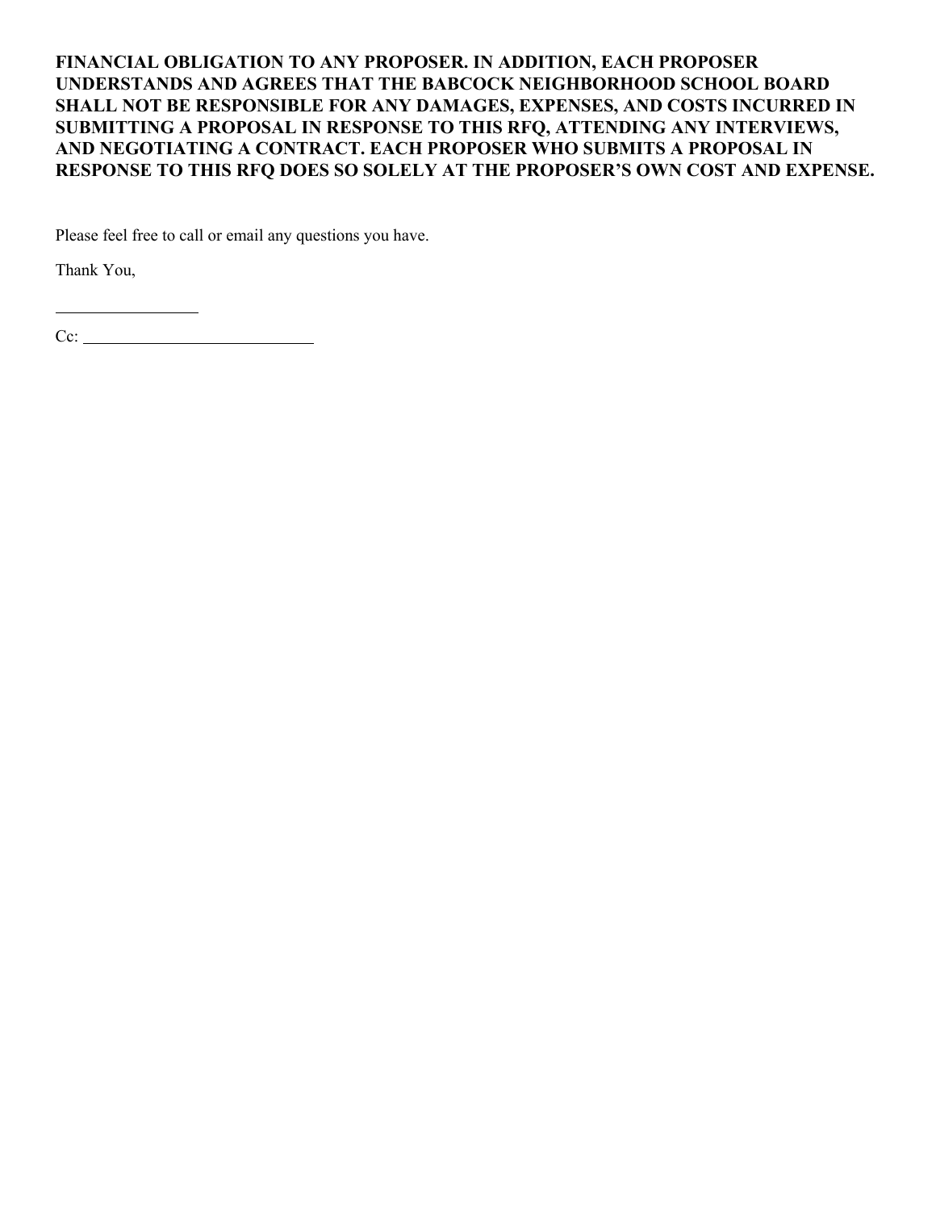**FINANCIAL OBLIGATION TO ANY PROPOSER. IN ADDITION, EACH PROPOSER UNDERSTANDS AND AGREES THAT THE BABCOCK NEIGHBORHOOD SCHOOL BOARD SHALL NOT BE RESPONSIBLE FOR ANY DAMAGES, EXPENSES, AND COSTS INCURRED IN SUBMITTING A PROPOSAL IN RESPONSE TO THIS RFQ, ATTENDING ANY INTERVIEWS, AND NEGOTIATING A CONTRACT. EACH PROPOSER WHO SUBMITS A PROPOSAL IN RESPONSE TO THIS RFQ DOES SO SOLELY AT THE PROPOSER'S OWN COST AND EXPENSE.**

Please feel free to call or email any questions you have.

Thank You,

\_\_\_\_\_\_\_\_\_\_\_\_\_\_\_\_\_\_

Cc: \_\_\_\_\_\_\_\_\_\_\_\_\_\_\_\_\_\_\_\_\_\_\_\_\_\_\_\_